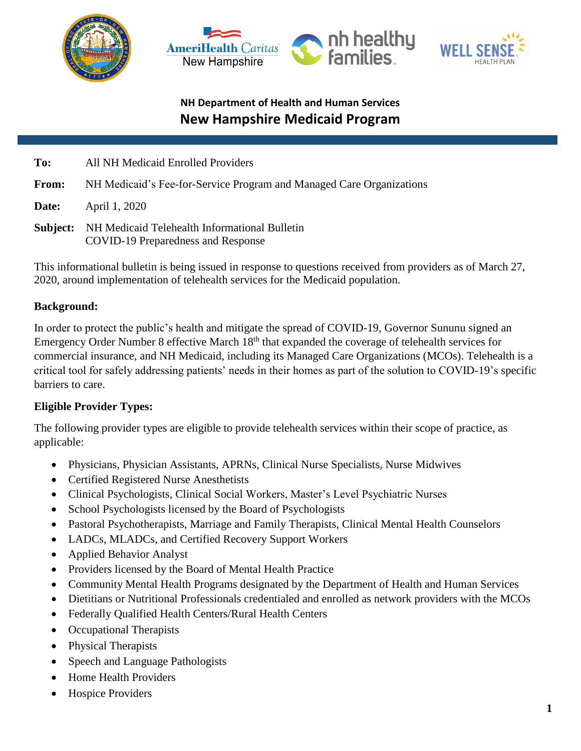**NH Department of Health and Human Services**

## New Hampshire Medicaid Program

**To:** All NH Medicaid Enrolled Providers

**From:** NH Medicaid's Fee-for-Service Program and Managed Care Organizations

**Date:** April 1, 2020

**Subject:** NH Medicaid Telehealth Informational Bulletin
COVID-19 Preparedness and Response

This informational bulletin is being issued in response to questions received from providers as of March 27, 2020, around implementation of telehealth services for the Medicaid population.

**Background:**

In order to protect the public's health and mitigate the spread of COVID-19, Governor Sununu signed an Emergency Order Number 8 effective March 18th that expanded the coverage of telehealth services for commercial insurance, and NH Medicaid, including its Managed Care Organizations (MCOs). Telehealth is a critical tool for safely addressing patients' needs in their homes as part of the solution to COVID-19's specific barriers to care.

**Eligible Provider Types:**

The following provider types are eligible to provide telehealth services within their scope of practice, as applicable:

- Physicians, Physician Assistants, APRNs, Clinical Nurse Specialists, Nurse Midwives
- Certified Registered Nurse Anesthetists
- Clinical Psychologists, Clinical Social Workers, Master's Level Psychiatric Nurses
- School Psychologists licensed by the Board of Psychologists
- Pastoral Psychotherapists, Marriage and Family Therapists, Clinical Mental Health Counselors
- LADCs, MLADCs, and Certified Recovery Support Workers
- Applied Behavior Analyst
- Providers licensed by the Board of Mental Health Practice
- Community Mental Health Programs designated by the Department of Health and Human Services
- Dietitians or Nutritional Professionals credentialed and enrolled as network providers with the MCOs
- Federally Qualified Health Centers/Rural Health Centers
- Occupational Therapists
- Physical Therapists
- Speech and Language Pathologists
- Home Health Providers
- Hospice Providers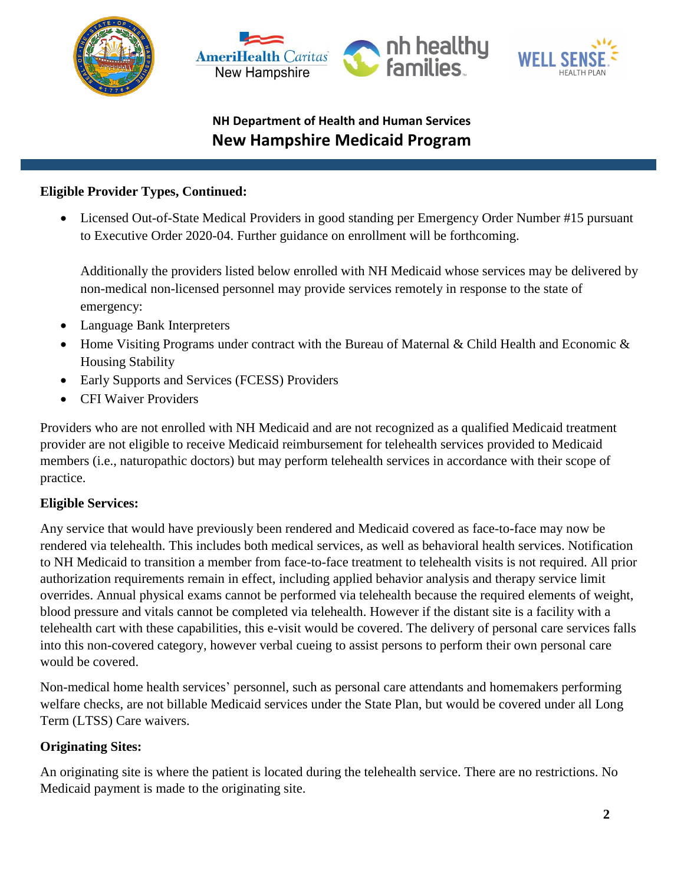**Eligible Provider Types, Continued:**

- Licensed Out-of-State Medical Providers in good standing per Emergency Order Number #15 pursuant to Executive Order 2020-04. Further guidance on enrollment will be forthcoming.

  Additionally the providers listed below enrolled with NH Medicaid whose services may be delivered by non-medical non-licensed personnel may provide services remotely in response to the state of emergency:

- Language Bank Interpreters
- Home Visiting Programs under contract with the Bureau of Maternal & Child Health and Economic & Housing Stability
- Early Supports and Services (FCESS) Providers
- CFI Waiver Providers

Providers who are not enrolled with NH Medicaid and are not recognized as a qualified Medicaid treatment provider are not eligible to receive Medicaid reimbursement for telehealth services provided to Medicaid members (i.e., naturopathic doctors) but may perform telehealth services in accordance with their scope of practice.

**Eligible Services:**

Any service that would have previously been rendered and Medicaid covered as face-to-face may now be rendered via telehealth. This includes both medical services, as well as behavioral health services. Notification to NH Medicaid to transition a member from face-to-face treatment to telehealth visits is not required. All prior authorization requirements remain in effect, including applied behavior analysis and therapy service limit overrides. Annual physical exams cannot be performed via telehealth because the required elements of weight, blood pressure and vitals cannot be completed via telehealth. However if the distant site is a facility with a telehealth cart with these capabilities, this e-visit would be covered. The delivery of personal care services falls into this non-covered category, however verbal cueing to assist persons to perform their own personal care would be covered.

Non-medical home health services' personnel, such as personal care attendants and homemakers performing welfare checks, are not billable Medicaid services under the State Plan, but would be covered under all Long Term (LTSS) Care waivers.

**Originating Sites:**

An originating site is where the patient is located during the telehealth service. There are no restrictions. No Medicaid payment is made to the originating site.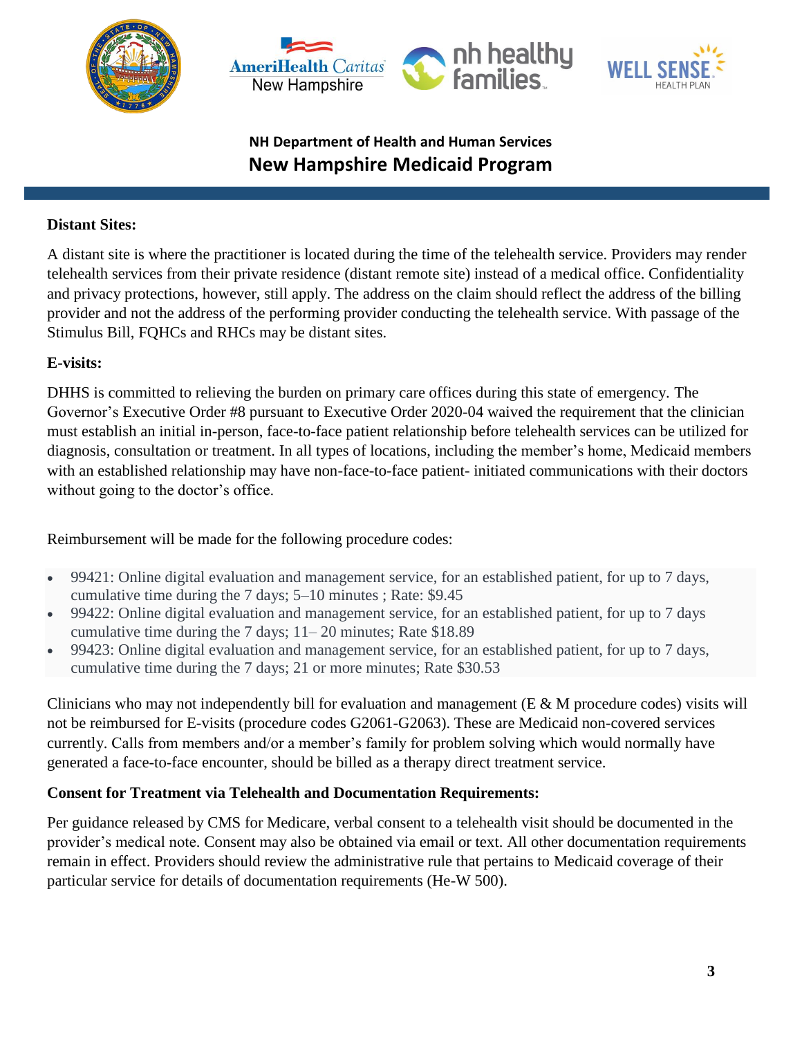NH Department of Health and Human Services

**New Hampshire Medicaid Program**

**Distant Sites:**

A distant site is where the practitioner is located during the time of the telehealth service. Providers may render telehealth services from their private residence (distant remote site) instead of a medical office. Confidentiality and privacy protections, however, still apply. The address on the claim should reflect the address of the billing provider and not the address of the performing provider conducting the telehealth service. With passage of the Stimulus Bill, FQHCs and RHCs may be distant sites.

**E-visits:**

DHHS is committed to relieving the burden on primary care offices during this state of emergency. The Governor's Executive Order #8 pursuant to Executive Order 2020-04 waived the requirement that the clinician must establish an initial in-person, face-to-face patient relationship before telehealth services can be utilized for diagnosis, consultation or treatment. In all types of locations, including the member's home, Medicaid members with an established relationship may have non-face-to-face patient- initiated communications with their doctors without going to the doctor's office.

Reimbursement will be made for the following procedure codes:

- 99421: Online digital evaluation and management service, for an established patient, for up to 7 days, cumulative time during the 7 days; 5–10 minutes ; Rate: $9.45
- 99422: Online digital evaluation and management service, for an established patient, for up to 7 days cumulative time during the 7 days; 11– 20 minutes; Rate $18.89
- 99423: Online digital evaluation and management service, for an established patient, for up to 7 days, cumulative time during the 7 days; 21 or more minutes; Rate $30.53

Clinicians who may not independently bill for evaluation and management (E & M procedure codes) visits will not be reimbursed for E-visits (procedure codes G2061-G2063). These are Medicaid non-covered services currently. Calls from members and/or a member's family for problem solving which would normally have generated a face-to-face encounter, should be billed as a therapy direct treatment service.

**Consent for Treatment via Telehealth and Documentation Requirements:**

Per guidance released by CMS for Medicare, verbal consent to a telehealth visit should be documented in the provider's medical note. Consent may also be obtained via email or text. All other documentation requirements remain in effect. Providers should review the administrative rule that pertains to Medicaid coverage of their particular service for details of documentation requirements (He-W 500).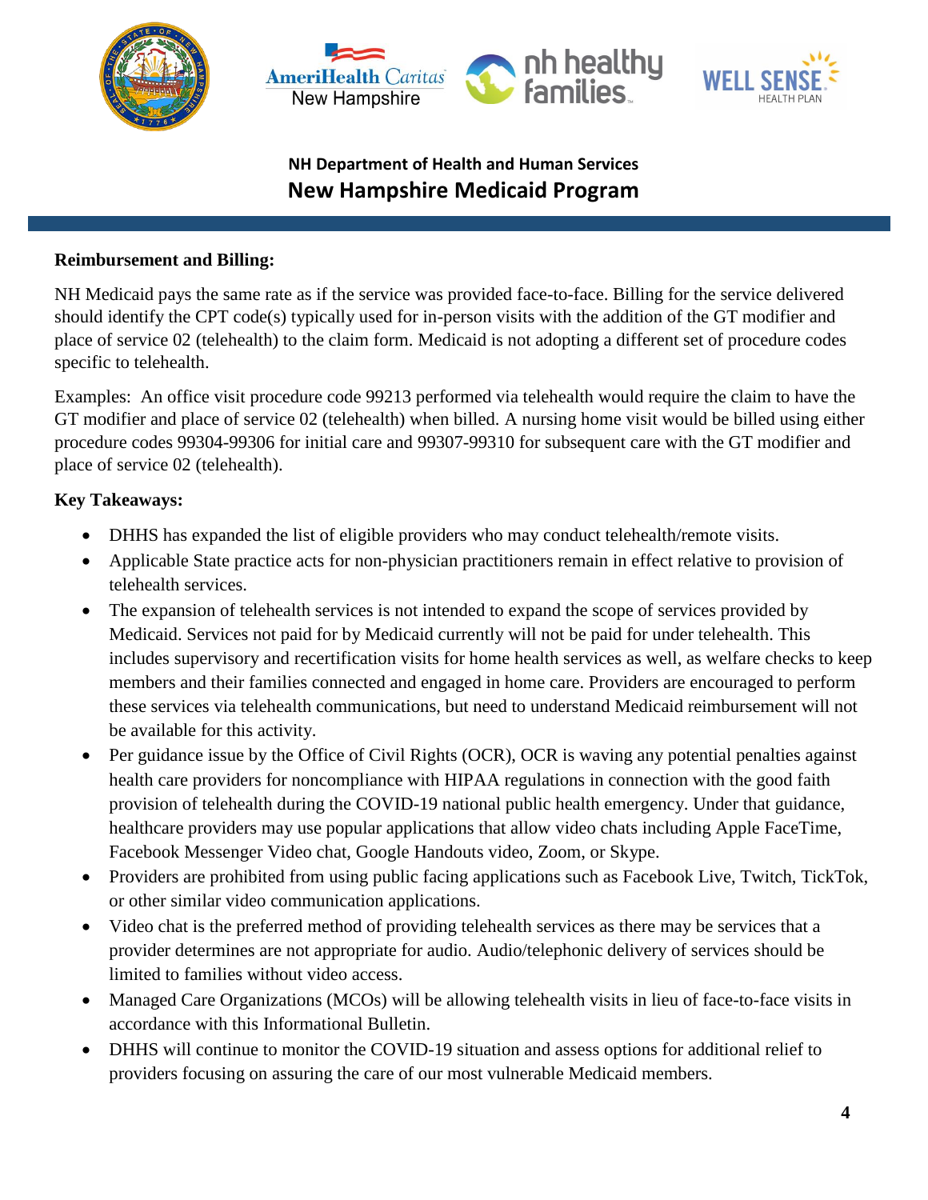NH Department of Health and Human Services

**New Hampshire Medicaid Program**

**Reimbursement and Billing:**

NH Medicaid pays the same rate as if the service was provided face-to-face. Billing for the service delivered should identify the CPT code(s) typically used for in-person visits with the addition of the GT modifier and place of service 02 (telehealth) to the claim form. Medicaid is not adopting a different set of procedure codes specific to telehealth.

Examples: An office visit procedure code 99213 performed via telehealth would require the claim to have the GT modifier and place of service 02 (telehealth) when billed. A nursing home visit would be billed using either procedure codes 99304-99306 for initial care and 99307-99310 for subsequent care with the GT modifier and place of service 02 (telehealth).

**Key Takeaways:**

- DHHS has expanded the list of eligible providers who may conduct telehealth/remote visits.
- Applicable State practice acts for non-physician practitioners remain in effect relative to provision of telehealth services.
- The expansion of telehealth services is not intended to expand the scope of services provided by Medicaid. Services not paid for by Medicaid currently will not be paid for under telehealth. This includes supervisory and recertification visits for home health services as well, as welfare checks to keep members and their families connected and engaged in home care. Providers are encouraged to perform these services via telehealth communications, but need to understand Medicaid reimbursement will not be available for this activity.
- Per guidance issue by the Office of Civil Rights (OCR), OCR is waving any potential penalties against health care providers for noncompliance with HIPAA regulations in connection with the good faith provision of telehealth during the COVID-19 national public health emergency. Under that guidance, healthcare providers may use popular applications that allow video chats including Apple FaceTime, Facebook Messenger Video chat, Google Handouts video, Zoom, or Skype.
- Providers are prohibited from using public facing applications such as Facebook Live, Twitch, TickTok, or other similar video communication applications.
- Video chat is the preferred method of providing telehealth services as there may be services that a provider determines are not appropriate for audio. Audio/telephonic delivery of services should be limited to families without video access.
- Managed Care Organizations (MCOs) will be allowing telehealth visits in lieu of face-to-face visits in accordance with this Informational Bulletin.
- DHHS will continue to monitor the COVID-19 situation and assess options for additional relief to providers focusing on assuring the care of our most vulnerable Medicaid members.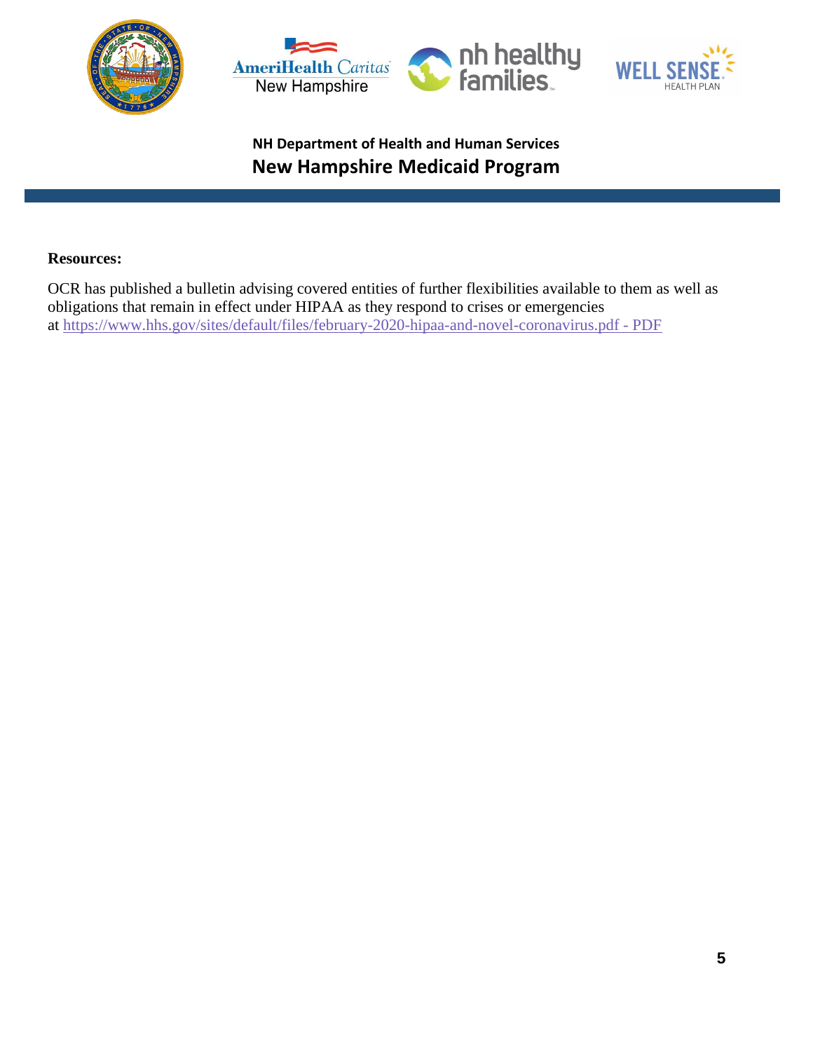**Resources:**

OCR has published a bulletin advising covered entities of further flexibilities available to them as well as obligations that remain in effect under HIPAA as they respond to crises or emergencies at https://www.hhs.gov/sites/default/files/february-2020-hipaa-and-novel-coronavirus.pdf - PDF